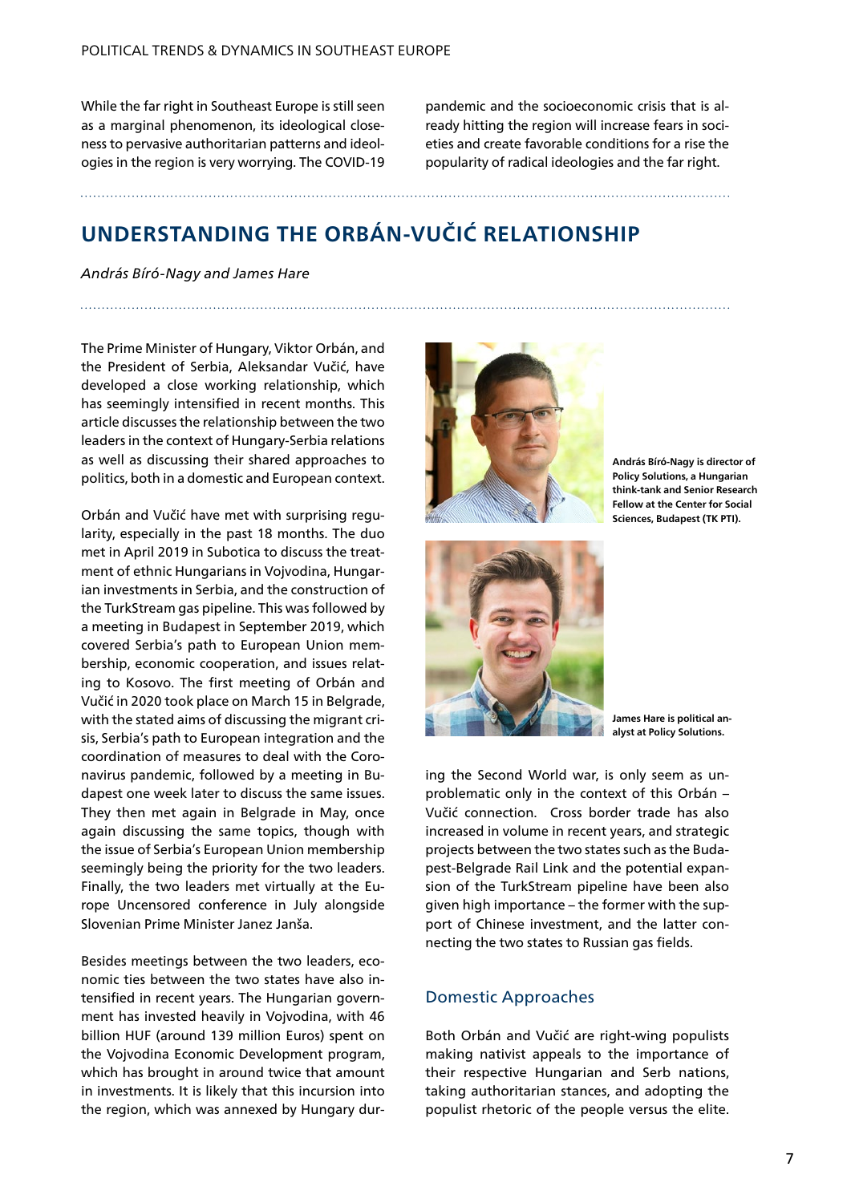While the far right in Southeast Europe is still seen as a marginal phenomenon, its ideological closeness to pervasive authoritarian patterns and ideologies in the region is very worrying. The COVID-19 pandemic and the socioeconomic crisis that is already hitting the region will increase fears in societies and create favorable conditions for a rise the popularity of radical ideologies and the far right.

## UNDERSTANDING THE ORBÁN-VUČIĆ RELATIONSHIP

*András Bíró-Nagy and James Hare*

**András Bíró-Nagy is director of Policy Solutions, a Hungarian think-tank and Senior Research Fellow at the Center for Social Sciences, Budapest (TK PTI).**

**James Hare is political analyst at Policy Solutions.**

The Prime Minister of Hungary, Viktor Orbán, and the President of Serbia, Aleksandar Vučić, have developed a close working relationship, which has seemingly intensified in recent months. This article discusses the relationship between the two leaders in the context of Hungary-Serbia relations as well as discussing their shared approaches to politics, both in a domestic and European context.

Orbán and Vučić have met with surprising regularity, especially in the past 18 months. The duo met in April 2019 in Subotica to discuss the treatment of ethnic Hungarians in Vojvodina, Hungarian investments in Serbia, and the construction of the TurkStream gas pipeline. This was followed by a meeting in Budapest in September 2019, which covered Serbia's path to European Union membership, economic cooperation, and issues relating to Kosovo. The first meeting of Orbán and Vučić in 2020 took place on March 15 in Belgrade, with the stated aims of discussing the migrant crisis, Serbia's path to European integration and the coordination of measures to deal with the Coronavirus pandemic, followed by a meeting in Budapest one week later to discuss the same issues. They then met again in Belgrade in May, once again discussing the same topics, though with the issue of Serbia's European Union membership seemingly being the priority for the two leaders. Finally, the two leaders met virtually at the Europe Uncensored conference in July alongside Slovenian Prime Minister Janez Janša.

Besides meetings between the two leaders, economic ties between the two states have also intensified in recent years. The Hungarian government has invested heavily in Vojvodina, with 46 billion HUF (around 139 million Euros) spent on the Vojvodina Economic Development program, which has brought in around twice that amount in investments. It is likely that this incursion into the region, which was annexed by Hungary during the Second World war, is only seem as unproblematic only in the context of this Orbán – Vučić connection. Cross border trade has also increased in volume in recent years, and strategic projects between the two states such as the Budapest-Belgrade Rail Link and the potential expansion of the TurkStream pipeline have been also given high importance – the former with the support of Chinese investment, and the latter connecting the two states to Russian gas fields.

### Domestic Approaches

Both Orbán and Vučić are right-wing populists making nativist appeals to the importance of their respective Hungarian and Serb nations, taking authoritarian stances, and adopting the populist rhetoric of the people versus the elite.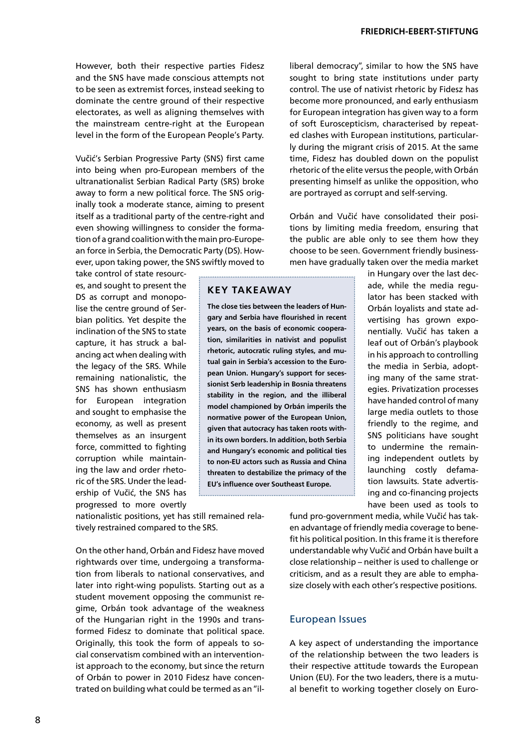However, both their respective parties Fidesz and the SNS have made conscious attempts not to be seen as extremist forces, instead seeking to dominate the centre ground of their respective electorates, as well as aligning themselves with the mainstream centre-right at the European level in the form of the European People's Party.

Vučić's Serbian Progressive Party (SNS) first came into being when pro-European members of the ultranationalist Serbian Radical Party (SRS) broke away to form a new political force. The SNS originally took a moderate stance, aiming to present itself as a traditional party of the centre-right and even showing willingness to consider the formation of a grand coalition with the main pro-European force in Serbia, the Democratic Party (DS). However, upon taking power, the SNS swiftly moved to take control of state resources, and sought to present the DS as corrupt and monopolise the centre ground of Serbian politics. Yet despite the inclination of the SNS to state capture, it has struck a balancing act when dealing with the legacy of the SRS. While remaining nationalistic, the SNS has shown enthusiasm for European integration and sought to emphasise the economy, as well as present themselves as an insurgent force, committed to fighting corruption while maintaining the law and order rhetoric of the SRS. Under the leadership of Vučić, the SNS has progressed to more overtly nationalistic positions, yet has still remained relatively restrained compared to the SRS.

> **KEY TAKEAWAY**
>
> **The close ties between the leaders of Hungary and Serbia have flourished in recent years, on the basis of economic cooperation, similarities in nativist and populist rhetoric, autocratic ruling styles, and mutual gain in Serbia's accession to the European Union. Hungary's support for secessionist Serb leadership in Bosnia threatens stability in the region, and the illiberal model championed by Orbán imperils the normative power of the European Union, given that autocracy has taken roots within its own borders. In addition, both Serbia and Hungary's economic and political ties to non-EU actors such as Russia and China threaten to destabilize the primacy of the EU's influence over Southeast Europe.**

On the other hand, Orbán and Fidesz have moved rightwards over time, undergoing a transformation from liberals to national conservatives, and later into right-wing populists. Starting out as a student movement opposing the communist regime, Orbán took advantage of the weakness of the Hungarian right in the 1990s and transformed Fidesz to dominate that political space. Originally, this took the form of appeals to social conservatism combined with an interventionist approach to the economy, but since the return of Orbán to power in 2010 Fidesz have concentrated on building what could be termed as an "illiberal democracy", similar to how the SNS have sought to bring state institutions under party control. The use of nativist rhetoric by Fidesz has become more pronounced, and early enthusiasm for European integration has given way to a form of soft Euroscepticism, characterised by repeated clashes with European institutions, particularly during the migrant crisis of 2015. At the same time, Fidesz has doubled down on the populist rhetoric of the elite versus the people, with Orbán presenting himself as unlike the opposition, who are portrayed as corrupt and self-serving.

Orbán and Vučić have consolidated their positions by limiting media freedom, ensuring that the public are able only to see them how they choose to be seen. Government friendly businessmen have gradually taken over the media market in Hungary over the last decade, while the media regulator has been stacked with Orbán loyalists and state advertising has grown exponentially. Vučić has taken a leaf out of Orbán's playbook in his approach to controlling the media in Serbia, adopting many of the same strategies. Privatization processes have handed control of many large media outlets to those friendly to the regime, and SNS politicians have sought to undermine the remaining independent outlets by launching costly defamation lawsuits. State advertising and co-financing projects have been used as tools to fund pro-government media, while Vučić has taken advantage of friendly media coverage to benefit his political position. In this frame it is therefore understandable why Vučić and Orbán have built a close relationship – neither is used to challenge or criticism, and as a result they are able to emphasize closely with each other's respective positions.

## European Issues

A key aspect of understanding the importance of the relationship between the two leaders is their respective attitude towards the European Union (EU). For the two leaders, there is a mutual benefit to working together closely on Euro-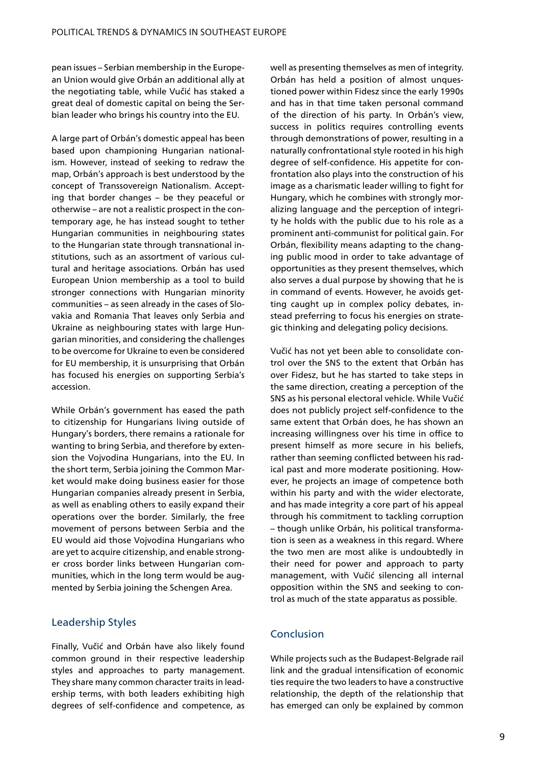pean issues – Serbian membership in the European Union would give Orbán an additional ally at the negotiating table, while Vučić has staked a great deal of domestic capital on being the Serbian leader who brings his country into the EU.

A large part of Orbán's domestic appeal has been based upon championing Hungarian nationalism. However, instead of seeking to redraw the map, Orbán's approach is best understood by the concept of Transsovereign Nationalism. Accepting that border changes – be they peaceful or otherwise – are not a realistic prospect in the contemporary age, he has instead sought to tether Hungarian communities in neighbouring states to the Hungarian state through transnational institutions, such as an assortment of various cultural and heritage associations. Orbán has used European Union membership as a tool to build stronger connections with Hungarian minority communities – as seen already in the cases of Slovakia and Romania That leaves only Serbia and Ukraine as neighbouring states with large Hungarian minorities, and considering the challenges to be overcome for Ukraine to even be considered for EU membership, it is unsurprising that Orbán has focused his energies on supporting Serbia's accession.

While Orbán's government has eased the path to citizenship for Hungarians living outside of Hungary's borders, there remains a rationale for wanting to bring Serbia, and therefore by extension the Vojvodina Hungarians, into the EU. In the short term, Serbia joining the Common Market would make doing business easier for those Hungarian companies already present in Serbia, as well as enabling others to easily expand their operations over the border. Similarly, the free movement of persons between Serbia and the EU would aid those Vojvodina Hungarians who are yet to acquire citizenship, and enable stronger cross border links between Hungarian communities, which in the long term would be augmented by Serbia joining the Schengen Area.

## Leadership Styles

Finally, Vučić and Orbán have also likely found common ground in their respective leadership styles and approaches to party management. They share many common character traits in leadership terms, with both leaders exhibiting high degrees of self-confidence and competence, as well as presenting themselves as men of integrity. Orbán has held a position of almost unquestioned power within Fidesz since the early 1990s and has in that time taken personal command of the direction of his party. In Orbán's view, success in politics requires controlling events through demonstrations of power, resulting in a naturally confrontational style rooted in his high degree of self-confidence. His appetite for confrontation also plays into the construction of his image as a charismatic leader willing to fight for Hungary, which he combines with strongly moralizing language and the perception of integrity he holds with the public due to his role as a prominent anti-communist for political gain. For Orbán, flexibility means adapting to the changing public mood in order to take advantage of opportunities as they present themselves, which also serves a dual purpose by showing that he is in command of events. However, he avoids getting caught up in complex policy debates, instead preferring to focus his energies on strategic thinking and delegating policy decisions.

Vučić has not yet been able to consolidate control over the SNS to the extent that Orbán has over Fidesz, but he has started to take steps in the same direction, creating a perception of the SNS as his personal electoral vehicle. While Vučić does not publicly project self-confidence to the same extent that Orbán does, he has shown an increasing willingness over his time in office to present himself as more secure in his beliefs, rather than seeming conflicted between his radical past and more moderate positioning. However, he projects an image of competence both within his party and with the wider electorate, and has made integrity a core part of his appeal through his commitment to tackling corruption – though unlike Orbán, his political transformation is seen as a weakness in this regard. Where the two men are most alike is undoubtedly in their need for power and approach to party management, with Vučić silencing all internal opposition within the SNS and seeking to control as much of the state apparatus as possible.

## Conclusion

While projects such as the Budapest-Belgrade rail link and the gradual intensification of economic ties require the two leaders to have a constructive relationship, the depth of the relationship that has emerged can only be explained by common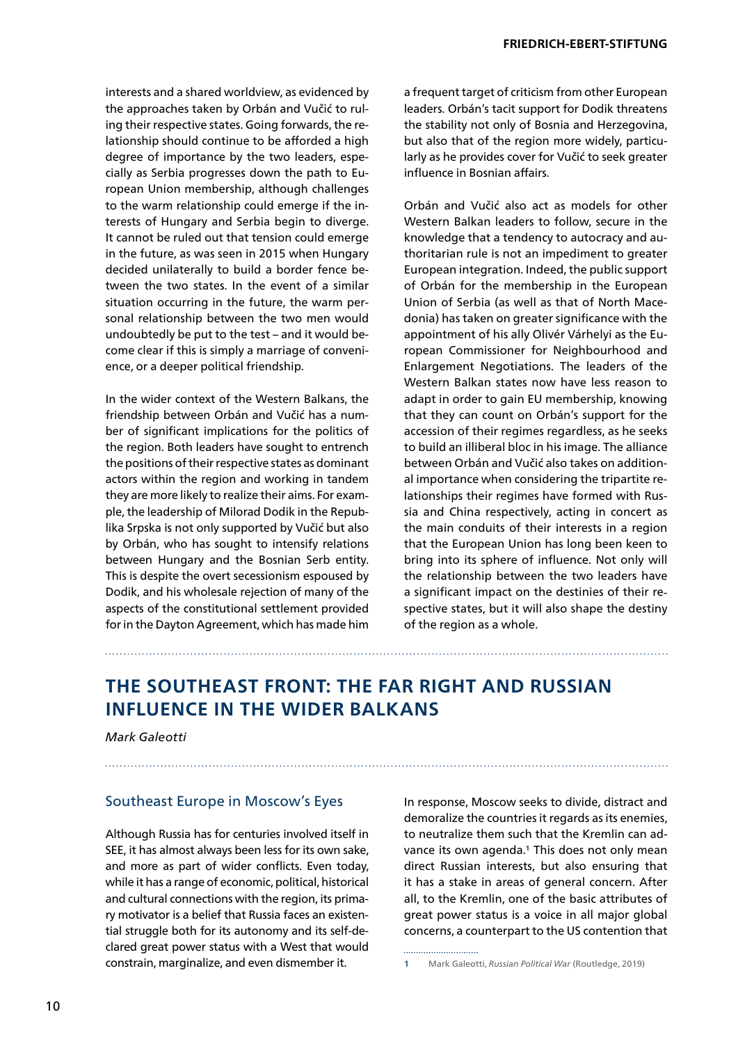interests and a shared worldview, as evidenced by the approaches taken by Orbán and Vučić to ruling their respective states. Going forwards, the relationship should continue to be afforded a high degree of importance by the two leaders, especially as Serbia progresses down the path to European Union membership, although challenges to the warm relationship could emerge if the interests of Hungary and Serbia begin to diverge. It cannot be ruled out that tension could emerge in the future, as was seen in 2015 when Hungary decided unilaterally to build a border fence between the two states. In the event of a similar situation occurring in the future, the warm personal relationship between the two men would undoubtedly be put to the test – and it would become clear if this is simply a marriage of convenience, or a deeper political friendship.

In the wider context of the Western Balkans, the friendship between Orbán and Vučić has a number of significant implications for the politics of the region. Both leaders have sought to entrench the positions of their respective states as dominant actors within the region and working in tandem they are more likely to realize their aims. For example, the leadership of Milorad Dodik in the Republika Srpska is not only supported by Vučić but also by Orbán, who has sought to intensify relations between Hungary and the Bosnian Serb entity. This is despite the overt secessionism espoused by Dodik, and his wholesale rejection of many of the aspects of the constitutional settlement provided for in the Dayton Agreement, which has made him a frequent target of criticism from other European leaders. Orbán's tacit support for Dodik threatens the stability not only of Bosnia and Herzegovina, but also that of the region more widely, particularly as he provides cover for Vučić to seek greater influence in Bosnian affairs.

Orbán and Vučić also act as models for other Western Balkan leaders to follow, secure in the knowledge that a tendency to autocracy and authoritarian rule is not an impediment to greater European integration. Indeed, the public support of Orbán for the membership in the European Union of Serbia (as well as that of North Macedonia) has taken on greater significance with the appointment of his ally Olivér Várhelyi as the European Commissioner for Neighbourhood and Enlargement Negotiations. The leaders of the Western Balkan states now have less reason to adapt in order to gain EU membership, knowing that they can count on Orbán's support for the accession of their regimes regardless, as he seeks to build an illiberal bloc in his image. The alliance between Orbán and Vučić also takes on additional importance when considering the tripartite relationships their regimes have formed with Russia and China respectively, acting in concert as the main conduits of their interests in a region that the European Union has long been keen to bring into its sphere of influence. Not only will the relationship between the two leaders have a significant impact on the destinies of their respective states, but it will also shape the destiny of the region as a whole.

# THE SOUTHEAST FRONT: THE FAR RIGHT AND RUSSIAN INFLUENCE IN THE WIDER BALKANS

*Mark Galeotti*

## Southeast Europe in Moscow's Eyes

Although Russia has for centuries involved itself in SEE, it has almost always been less for its own sake, and more as part of wider conflicts. Even today, while it has a range of economic, political, historical and cultural connections with the region, its primary motivator is a belief that Russia faces an existential struggle both for its autonomy and its self-declared great power status with a West that would constrain, marginalize, and even dismember it.

In response, Moscow seeks to divide, distract and demoralize the countries it regards as its enemies, to neutralize them such that the Kremlin can advance its own agenda.[1] This does not only mean direct Russian interests, but also ensuring that it has a stake in areas of general concern. After all, to the Kremlin, one of the basic attributes of great power status is a voice in all major global concerns, a counterpart to the US contention that

1 Mark Galeotti, *Russian Political War* (Routledge, 2019)